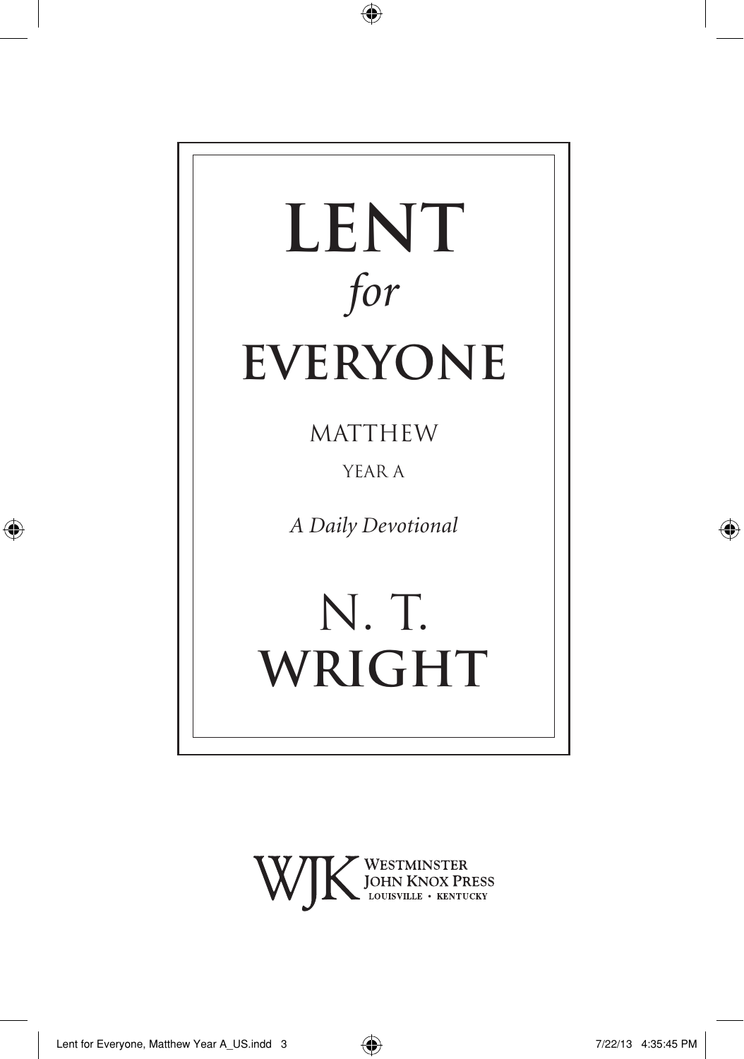# LENT *for* EVERYONE

MATTHEW

YEAR A

*A Daily Devotional*

# N. T. WRIGHT

WJK WESTMINSTER JOHN KNOX PRESS
LOUISVILLE • KENTUCKY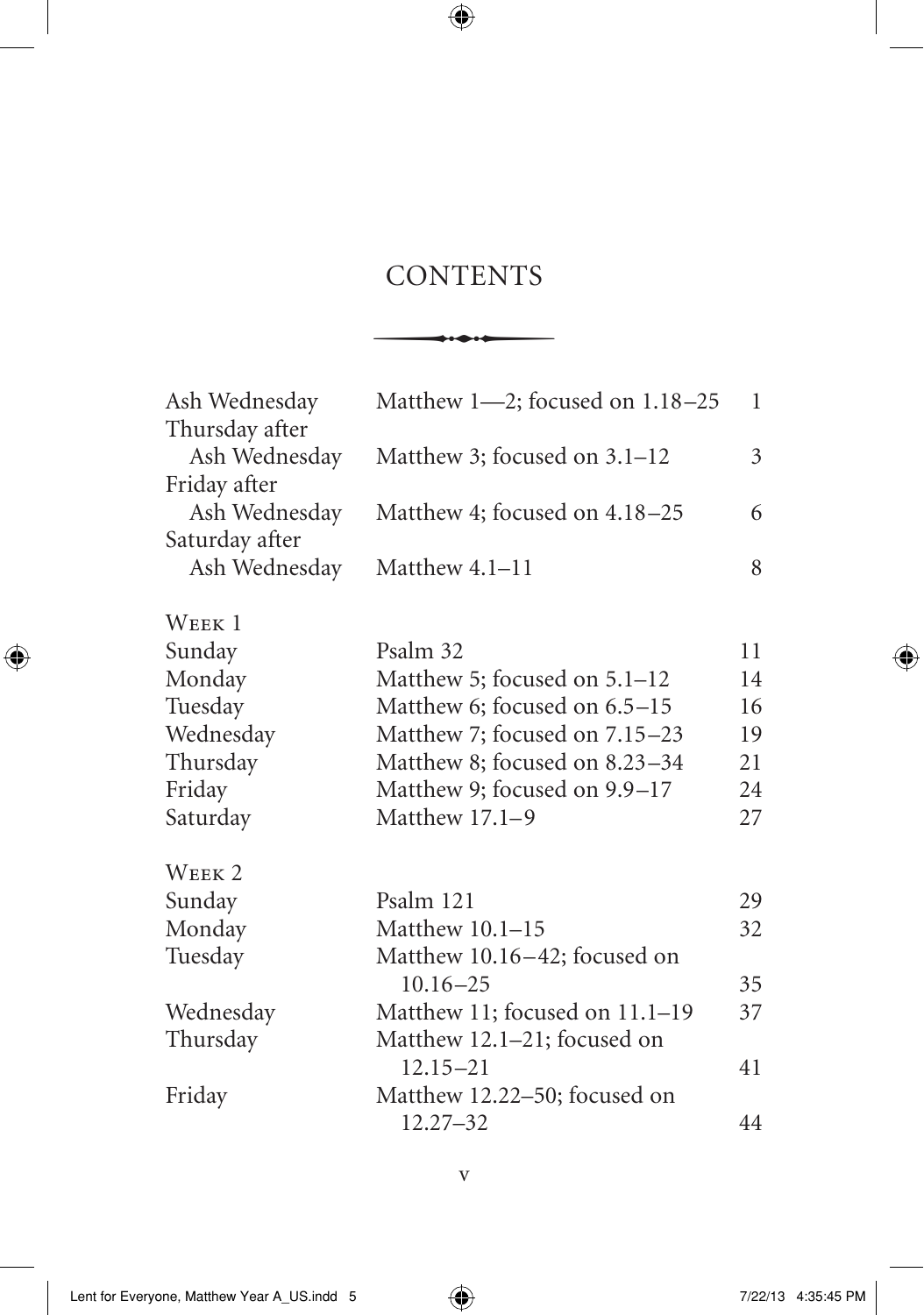# CONTENTS

| | | |
|---|---|---|
| Ash Wednesday | Matthew 1—2; focused on 1.18–25 | 1 |
| Thursday after Ash Wednesday | Matthew 3; focused on 3.1–12 | 3 |
| Friday after Ash Wednesday | Matthew 4; focused on 4.18–25 | 6 |
| Saturday after Ash Wednesday | Matthew 4.1–11 | 8 |
| **Week 1** | | |
| Sunday | Psalm 32 | 11 |
| Monday | Matthew 5; focused on 5.1–12 | 14 |
| Tuesday | Matthew 6; focused on 6.5–15 | 16 |
| Wednesday | Matthew 7; focused on 7.15–23 | 19 |
| Thursday | Matthew 8; focused on 8.23–34 | 21 |
| Friday | Matthew 9; focused on 9.9–17 | 24 |
| Saturday | Matthew 17.1–9 | 27 |
| **Week 2** | | |
| Sunday | Psalm 121 | 29 |
| Monday | Matthew 10.1–15 | 32 |
| Tuesday | Matthew 10.16–42; focused on 10.16–25 | 35 |
| Wednesday | Matthew 11; focused on 11.1–19 | 37 |
| Thursday | Matthew 12.1–21; focused on 12.15–21 | 41 |
| Friday | Matthew 12.22–50; focused on 12.27–32 | 44 |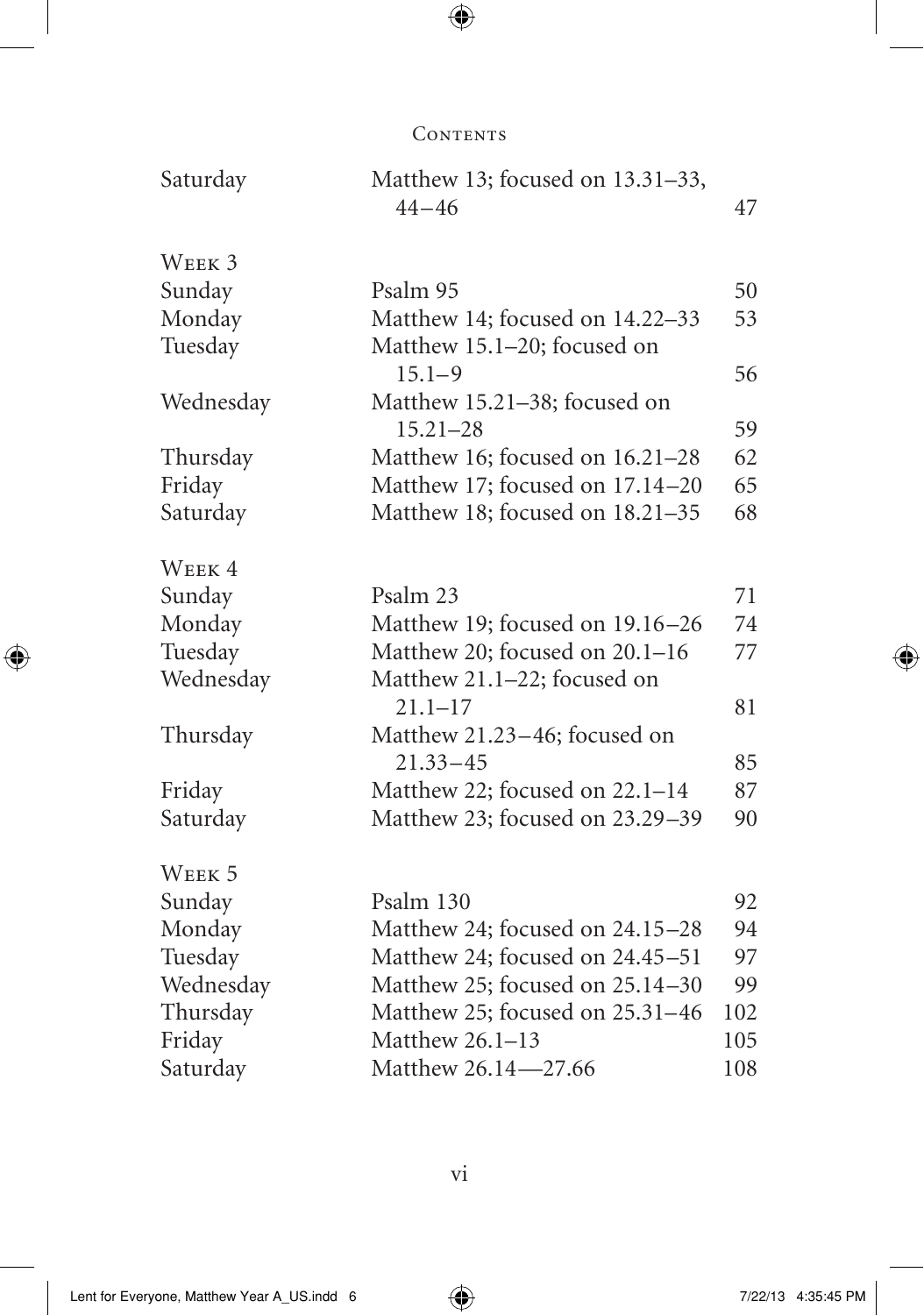## Contents

| | | |
|---|---|---|
| Saturday | Matthew 13; focused on 13.31–33, 44–46 | 47 |
| **Week 3** | | |
| Sunday | Psalm 95 | 50 |
| Monday | Matthew 14; focused on 14.22–33 | 53 |
| Tuesday | Matthew 15.1–20; focused on 15.1–9 | 56 |
| Wednesday | Matthew 15.21–38; focused on 15.21–28 | 59 |
| Thursday | Matthew 16; focused on 16.21–28 | 62 |
| Friday | Matthew 17; focused on 17.14–20 | 65 |
| Saturday | Matthew 18; focused on 18.21–35 | 68 |
| **Week 4** | | |
| Sunday | Psalm 23 | 71 |
| Monday | Matthew 19; focused on 19.16–26 | 74 |
| Tuesday | Matthew 20; focused on 20.1–16 | 77 |
| Wednesday | Matthew 21.1–22; focused on 21.1–17 | 81 |
| Thursday | Matthew 21.23–46; focused on 21.33–45 | 85 |
| Friday | Matthew 22; focused on 22.1–14 | 87 |
| Saturday | Matthew 23; focused on 23.29–39 | 90 |
| **Week 5** | | |
| Sunday | Psalm 130 | 92 |
| Monday | Matthew 24; focused on 24.15–28 | 94 |
| Tuesday | Matthew 24; focused on 24.45–51 | 97 |
| Wednesday | Matthew 25; focused on 25.14–30 | 99 |
| Thursday | Matthew 25; focused on 25.31–46 | 102 |
| Friday | Matthew 26.1–13 | 105 |
| Saturday | Matthew 26.14—27.66 | 108 |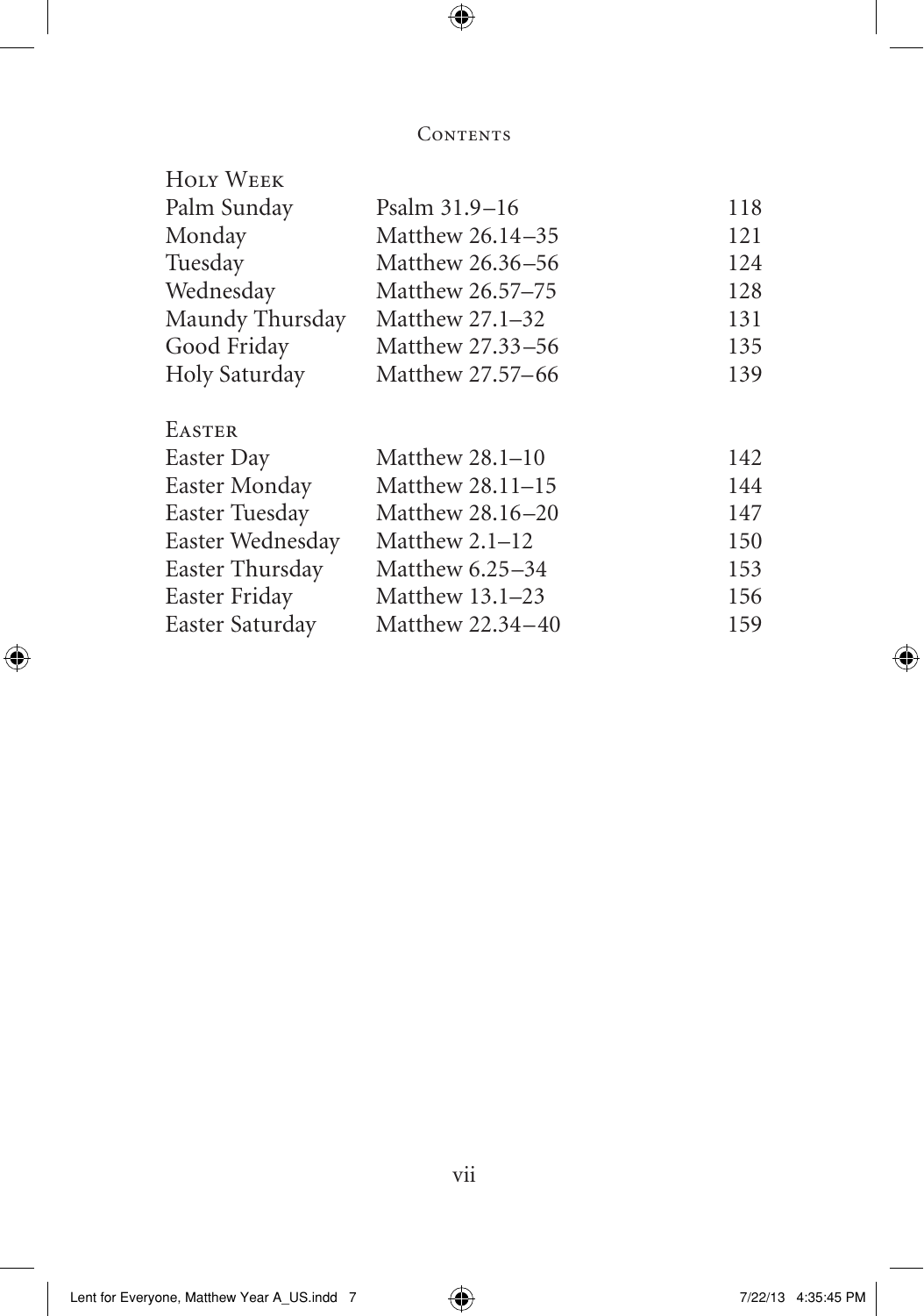## Contents

| Holy Week | | |
|---|---|---|
| Palm Sunday | Psalm 31.9–16 | 118 |
| Monday | Matthew 26.14–35 | 121 |
| Tuesday | Matthew 26.36–56 | 124 |
| Wednesday | Matthew 26.57–75 | 128 |
| Maundy Thursday | Matthew 27.1–32 | 131 |
| Good Friday | Matthew 27.33–56 | 135 |
| Holy Saturday | Matthew 27.57–66 | 139 |

| Easter | | |
|---|---|---|
| Easter Day | Matthew 28.1–10 | 142 |
| Easter Monday | Matthew 28.11–15 | 144 |
| Easter Tuesday | Matthew 28.16–20 | 147 |
| Easter Wednesday | Matthew 2.1–12 | 150 |
| Easter Thursday | Matthew 6.25–34 | 153 |
| Easter Friday | Matthew 13.1–23 | 156 |
| Easter Saturday | Matthew 22.34–40 | 159 |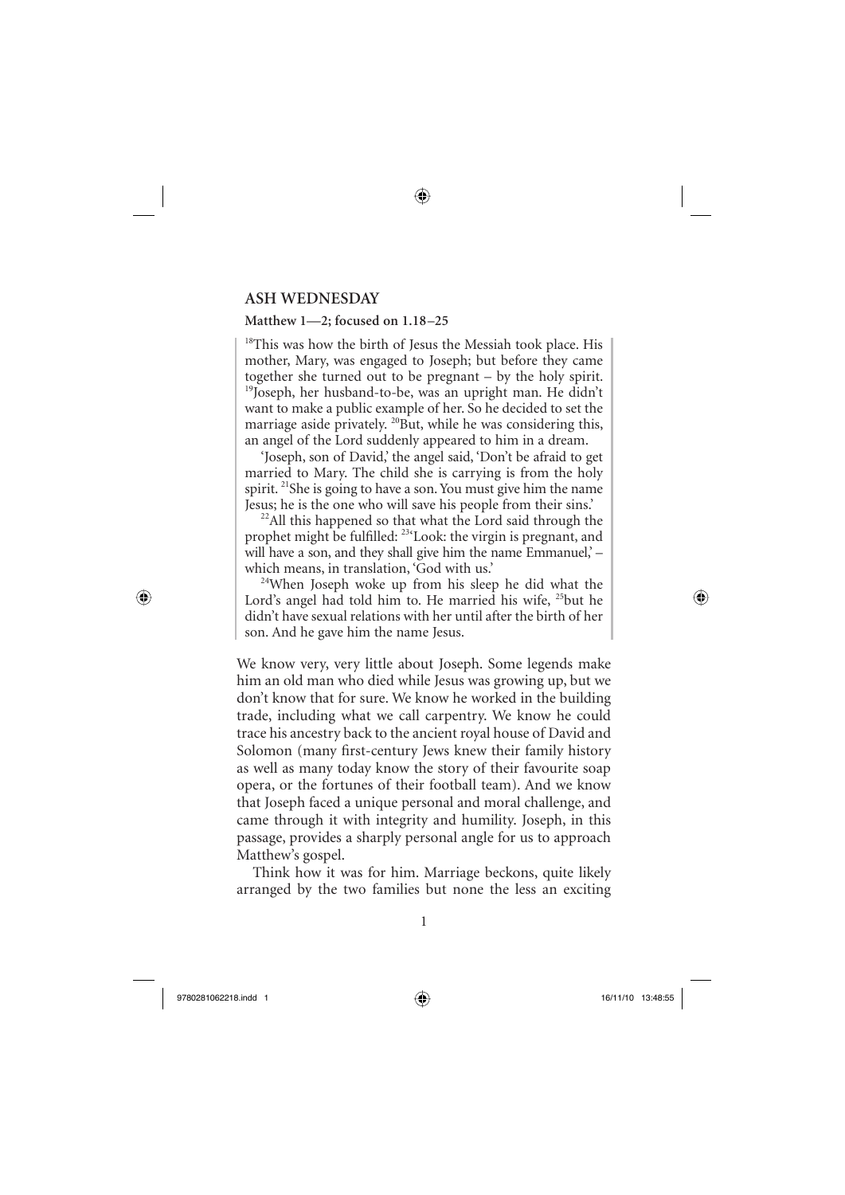## ASH WEDNESDAY

**Matthew 1—2; focused on 1.18–25**

[18]This was how the birth of Jesus the Messiah took place. His mother, Mary, was engaged to Joseph; but before they came together she turned out to be pregnant – by the holy spirit. [19]Joseph, her husband-to-be, was an upright man. He didn't want to make a public example of her. So he decided to set the marriage aside privately. [20]But, while he was considering this, an angel of the Lord suddenly appeared to him in a dream.

'Joseph, son of David,' the angel said, 'Don't be afraid to get married to Mary. The child she is carrying is from the holy spirit. [21]She is going to have a son. You must give him the name Jesus; he is the one who will save his people from their sins.'

[22]All this happened so that what the Lord said through the prophet might be fulfilled: [23]'Look: the virgin is pregnant, and will have a son, and they shall give him the name Emmanuel,' – which means, in translation, 'God with us.'

[24]When Joseph woke up from his sleep he did what the Lord's angel had told him to. He married his wife, [25]but he didn't have sexual relations with her until after the birth of her son. And he gave him the name Jesus.

We know very, very little about Joseph. Some legends make him an old man who died while Jesus was growing up, but we don't know that for sure. We know he worked in the building trade, including what we call carpentry. We know he could trace his ancestry back to the ancient royal house of David and Solomon (many first-century Jews knew their family history as well as many today know the story of their favourite soap opera, or the fortunes of their football team). And we know that Joseph faced a unique personal and moral challenge, and came through it with integrity and humility. Joseph, in this passage, provides a sharply personal angle for us to approach Matthew's gospel.

Think how it was for him. Marriage beckons, quite likely arranged by the two families but none the less an exciting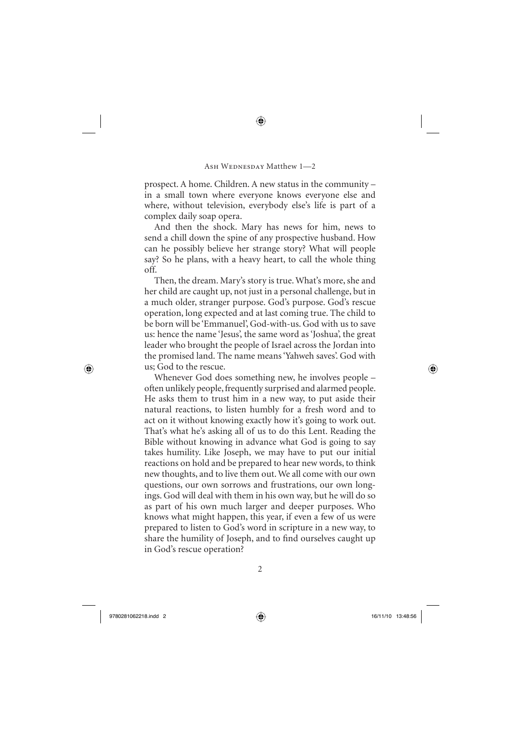prospect. A home. Children. A new status in the community – in a small town where everyone knows everyone else and where, without television, everybody else's life is part of a complex daily soap opera.

And then the shock. Mary has news for him, news to send a chill down the spine of any prospective husband. How can he possibly believe her strange story? What will people say? So he plans, with a heavy heart, to call the whole thing off.

Then, the dream. Mary's story is true. What's more, she and her child are caught up, not just in a personal challenge, but in a much older, stranger purpose. God's purpose. God's rescue operation, long expected and at last coming true. The child to be born will be 'Emmanuel', God-with-us. God with us to save us: hence the name 'Jesus', the same word as 'Joshua', the great leader who brought the people of Israel across the Jordan into the promised land. The name means 'Yahweh saves'. God with us; God to the rescue.

Whenever God does something new, he involves people – often unlikely people, frequently surprised and alarmed people. He asks them to trust him in a new way, to put aside their natural reactions, to listen humbly for a fresh word and to act on it without knowing exactly how it's going to work out. That's what he's asking all of us to do this Lent. Reading the Bible without knowing in advance what God is going to say takes humility. Like Joseph, we may have to put our initial reactions on hold and be prepared to hear new words, to think new thoughts, and to live them out. We all come with our own questions, our own sorrows and frustrations, our own longings. God will deal with them in his own way, but he will do so as part of his own much larger and deeper purposes. Who knows what might happen, this year, if even a few of us were prepared to listen to God's word in scripture in a new way, to share the humility of Joseph, and to find ourselves caught up in God's rescue operation?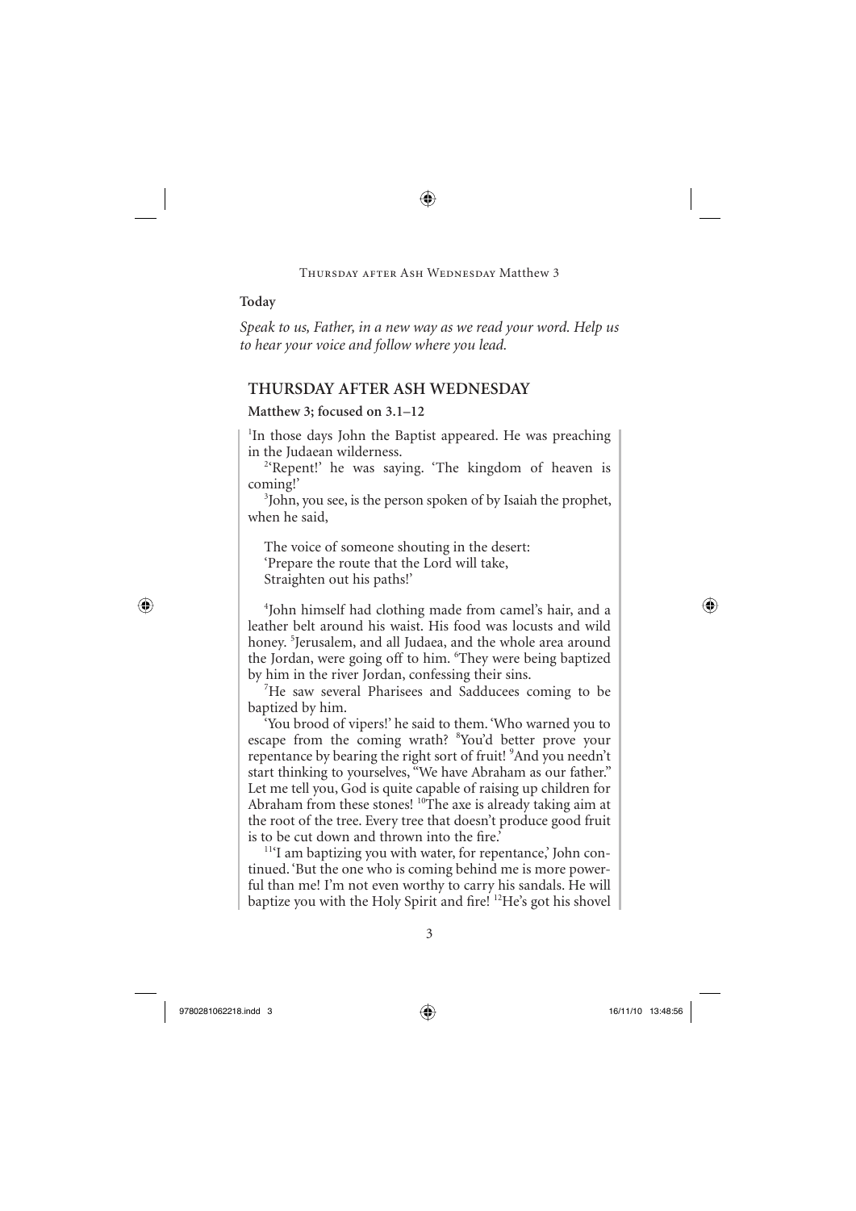**Today**

*Speak to us, Father, in a new way as we read your word. Help us to hear your voice and follow where you lead.*

## THURSDAY AFTER ASH WEDNESDAY

**Matthew 3; focused on 3.1–12**

[1]In those days John the Baptist appeared. He was preaching in the Judaean wilderness.

[2]'Repent!' he was saying. 'The kingdom of heaven is coming!'

[3]John, you see, is the person spoken of by Isaiah the prophet, when he said,

> The voice of someone shouting in the desert:
> 'Prepare the route that the Lord will take,
> Straighten out his paths!'

[4]John himself had clothing made from camel's hair, and a leather belt around his waist. His food was locusts and wild honey. [5]Jerusalem, and all Judaea, and the whole area around the Jordan, were going off to him. [6]They were being baptized by him in the river Jordan, confessing their sins.

[7]He saw several Pharisees and Sadducees coming to be baptized by him.

'You brood of vipers!' he said to them. 'Who warned you to escape from the coming wrath? [8]You'd better prove your repentance by bearing the right sort of fruit! [9]And you needn't start thinking to yourselves, "We have Abraham as our father." Let me tell you, God is quite capable of raising up children for Abraham from these stones! [10]The axe is already taking aim at the root of the tree. Every tree that doesn't produce good fruit is to be cut down and thrown into the fire.'

[11]'I am baptizing you with water, for repentance,' John continued. 'But the one who is coming behind me is more powerful than me! I'm not even worthy to carry his sandals. He will baptize you with the Holy Spirit and fire! [12]He's got his shovel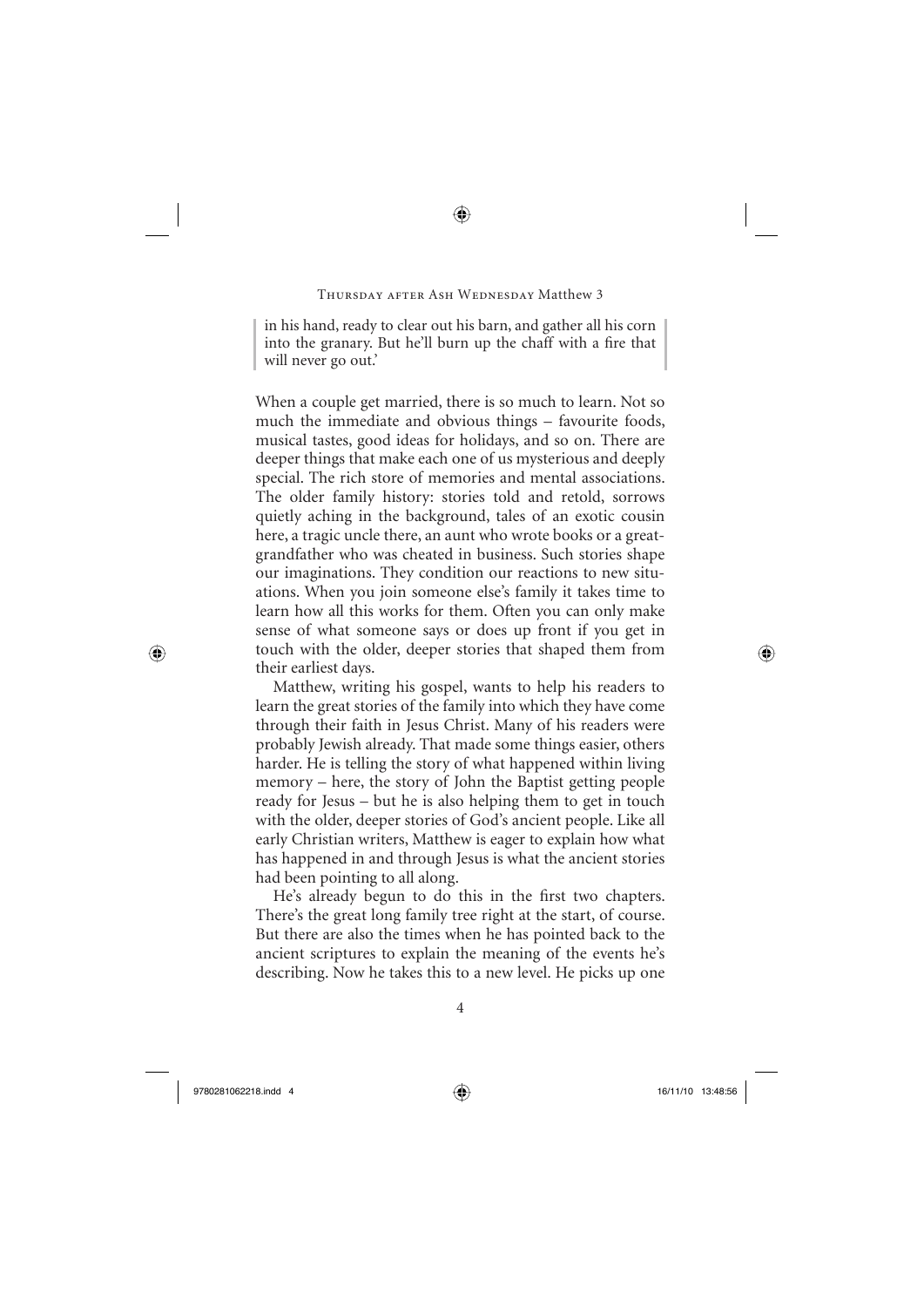> in his hand, ready to clear out his barn, and gather all his corn into the granary. But he'll burn up the chaff with a fire that will never go out.'

When a couple get married, there is so much to learn. Not so much the immediate and obvious things – favourite foods, musical tastes, good ideas for holidays, and so on. There are deeper things that make each one of us mysterious and deeply special. The rich store of memories and mental associations. The older family history: stories told and retold, sorrows quietly aching in the background, tales of an exotic cousin here, a tragic uncle there, an aunt who wrote books or a great-grandfather who was cheated in business. Such stories shape our imaginations. They condition our reactions to new situations. When you join someone else's family it takes time to learn how all this works for them. Often you can only make sense of what someone says or does up front if you get in touch with the older, deeper stories that shaped them from their earliest days.

Matthew, writing his gospel, wants to help his readers to learn the great stories of the family into which they have come through their faith in Jesus Christ. Many of his readers were probably Jewish already. That made some things easier, others harder. He is telling the story of what happened within living memory – here, the story of John the Baptist getting people ready for Jesus – but he is also helping them to get in touch with the older, deeper stories of God's ancient people. Like all early Christian writers, Matthew is eager to explain how what has happened in and through Jesus is what the ancient stories had been pointing to all along.

He's already begun to do this in the first two chapters. There's the great long family tree right at the start, of course. But there are also the times when he has pointed back to the ancient scriptures to explain the meaning of the events he's describing. Now he takes this to a new level. He picks up one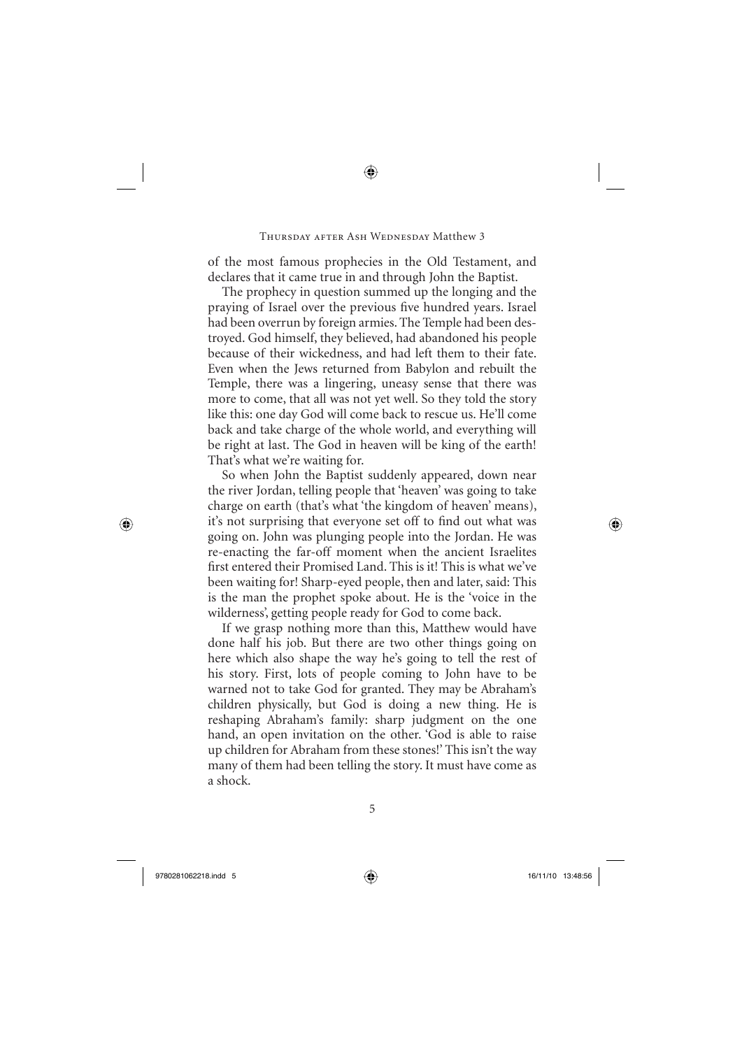of the most famous prophecies in the Old Testament, and declares that it came true in and through John the Baptist.

The prophecy in question summed up the longing and the praying of Israel over the previous five hundred years. Israel had been overrun by foreign armies. The Temple had been destroyed. God himself, they believed, had abandoned his people because of their wickedness, and had left them to their fate. Even when the Jews returned from Babylon and rebuilt the Temple, there was a lingering, uneasy sense that there was more to come, that all was not yet well. So they told the story like this: one day God will come back to rescue us. He'll come back and take charge of the whole world, and everything will be right at last. The God in heaven will be king of the earth! That's what we're waiting for.

So when John the Baptist suddenly appeared, down near the river Jordan, telling people that 'heaven' was going to take charge on earth (that's what 'the kingdom of heaven' means), it's not surprising that everyone set off to find out what was going on. John was plunging people into the Jordan. He was re-enacting the far-off moment when the ancient Israelites first entered their Promised Land. This is it! This is what we've been waiting for! Sharp-eyed people, then and later, said: This is the man the prophet spoke about. He is the 'voice in the wilderness', getting people ready for God to come back.

If we grasp nothing more than this, Matthew would have done half his job. But there are two other things going on here which also shape the way he's going to tell the rest of his story. First, lots of people coming to John have to be warned not to take God for granted. They may be Abraham's children physically, but God is doing a new thing. He is reshaping Abraham's family: sharp judgment on the one hand, an open invitation on the other. 'God is able to raise up children for Abraham from these stones!' This isn't the way many of them had been telling the story. It must have come as a shock.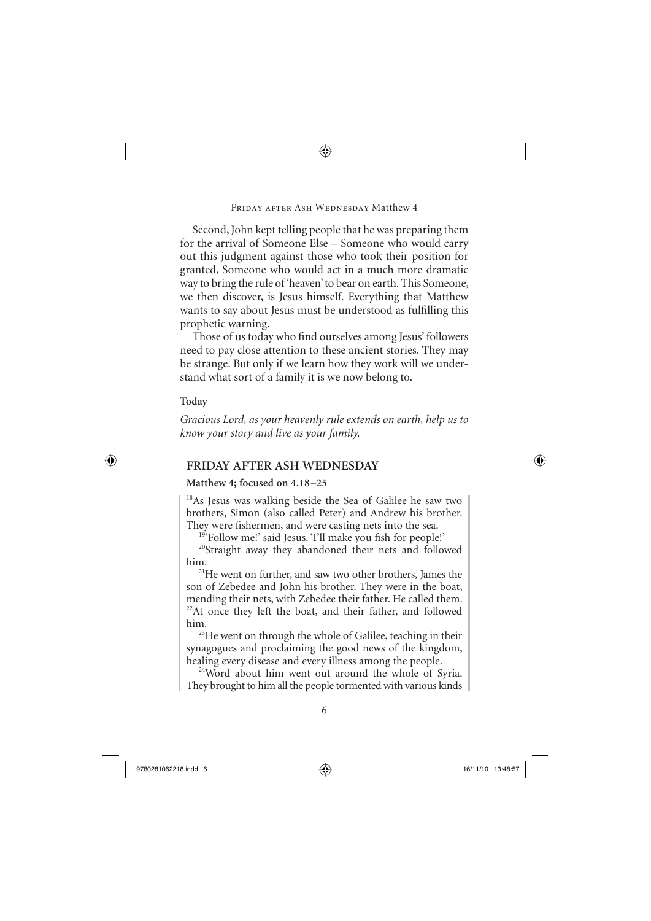Second, John kept telling people that he was preparing them for the arrival of Someone Else – Someone who would carry out this judgment against those who took their position for granted, Someone who would act in a much more dramatic way to bring the rule of 'heaven' to bear on earth. This Someone, we then discover, is Jesus himself. Everything that Matthew wants to say about Jesus must be understood as fulfilling this prophetic warning.

Those of us today who find ourselves among Jesus' followers need to pay close attention to these ancient stories. They may be strange. But only if we learn how they work will we understand what sort of a family it is we now belong to.

**Today**

*Gracious Lord, as your heavenly rule extends on earth, help us to know your story and live as your family.*

## FRIDAY AFTER ASH WEDNESDAY

**Matthew 4; focused on 4.18–25**

> [18]As Jesus was walking beside the Sea of Galilee he saw two brothers, Simon (also called Peter) and Andrew his brother. They were fishermen, and were casting nets into the sea.
>
> [19]'Follow me!' said Jesus. 'I'll make you fish for people!'
>
> [20]Straight away they abandoned their nets and followed him.
>
> [21]He went on further, and saw two other brothers, James the son of Zebedee and John his brother. They were in the boat, mending their nets, with Zebedee their father. He called them. [22]At once they left the boat, and their father, and followed him.
>
> [23]He went on through the whole of Galilee, teaching in their synagogues and proclaiming the good news of the kingdom, healing every disease and every illness among the people.
>
> [24]Word about him went out around the whole of Syria. They brought to him all the people tormented with various kinds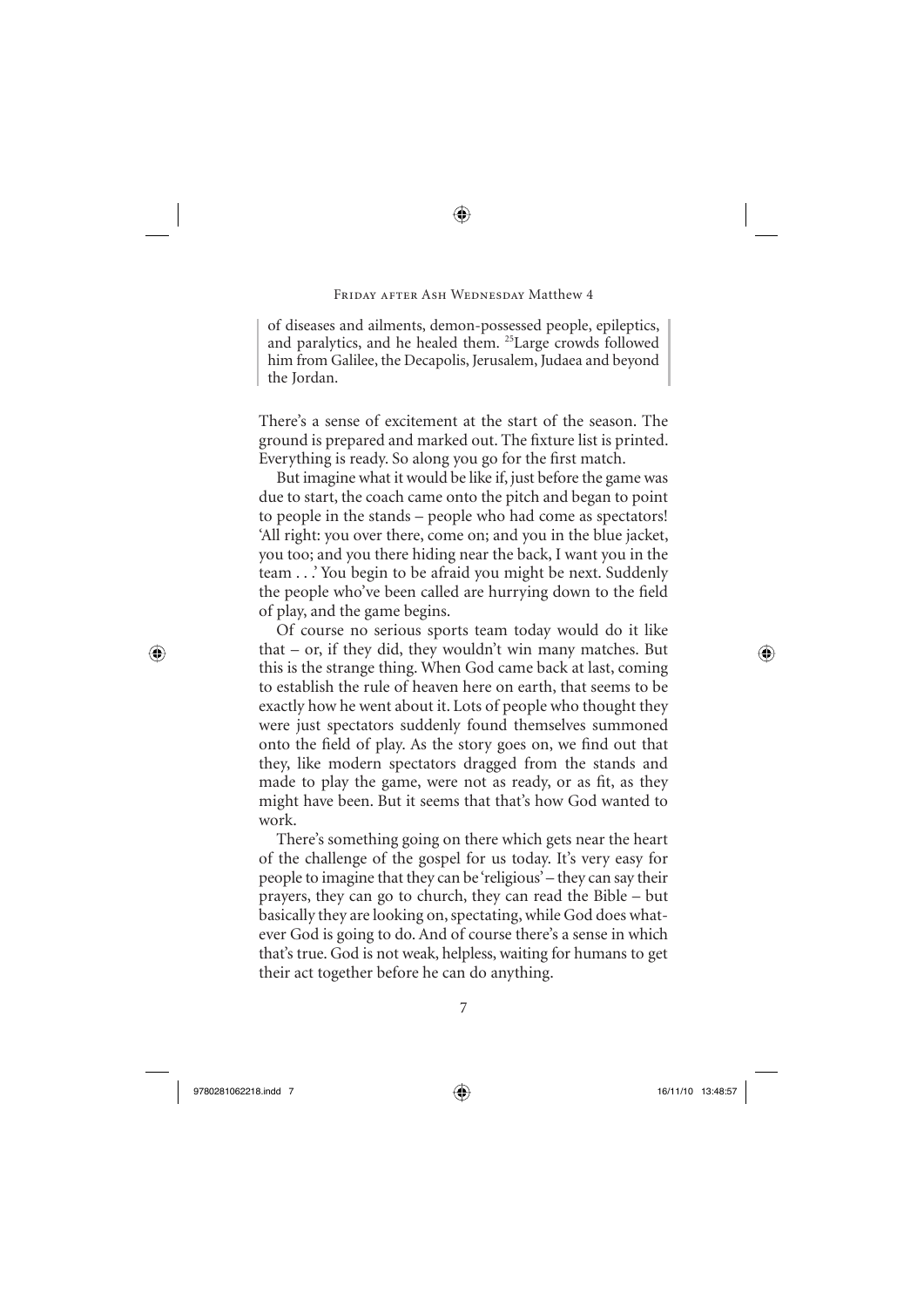of diseases and ailments, demon-possessed people, epileptics, and paralytics, and he healed them. [25]Large crowds followed him from Galilee, the Decapolis, Jerusalem, Judaea and beyond the Jordan.

There's a sense of excitement at the start of the season. The ground is prepared and marked out. The fixture list is printed. Everything is ready. So along you go for the first match.

But imagine what it would be like if, just before the game was due to start, the coach came onto the pitch and began to point to people in the stands – people who had come as spectators! 'All right: you over there, come on; and you in the blue jacket, you too; and you there hiding near the back, I want you in the team . . .' You begin to be afraid you might be next. Suddenly the people who've been called are hurrying down to the field of play, and the game begins.

Of course no serious sports team today would do it like that – or, if they did, they wouldn't win many matches. But this is the strange thing. When God came back at last, coming to establish the rule of heaven here on earth, that seems to be exactly how he went about it. Lots of people who thought they were just spectators suddenly found themselves summoned onto the field of play. As the story goes on, we find out that they, like modern spectators dragged from the stands and made to play the game, were not as ready, or as fit, as they might have been. But it seems that that's how God wanted to work.

There's something going on there which gets near the heart of the challenge of the gospel for us today. It's very easy for people to imagine that they can be 'religious' – they can say their prayers, they can go to church, they can read the Bible – but basically they are looking on, spectating, while God does whatever God is going to do. And of course there's a sense in which that's true. God is not weak, helpless, waiting for humans to get their act together before he can do anything.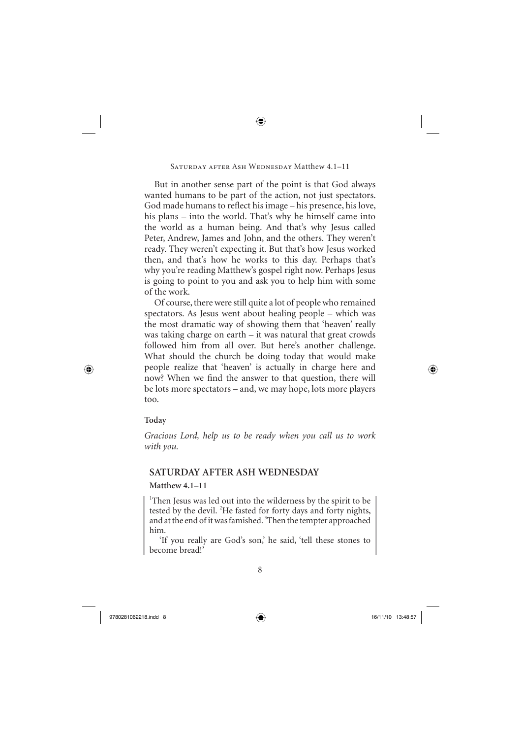But in another sense part of the point is that God always wanted humans to be part of the action, not just spectators. God made humans to reflect his image – his presence, his love, his plans – into the world. That's why he himself came into the world as a human being. And that's why Jesus called Peter, Andrew, James and John, and the others. They weren't ready. They weren't expecting it. But that's how Jesus worked then, and that's how he works to this day. Perhaps that's why you're reading Matthew's gospel right now. Perhaps Jesus is going to point to you and ask you to help him with some of the work.

Of course, there were still quite a lot of people who remained spectators. As Jesus went about healing people – which was the most dramatic way of showing them that 'heaven' really was taking charge on earth – it was natural that great crowds followed him from all over. But here's another challenge. What should the church be doing today that would make people realize that 'heaven' is actually in charge here and now? When we find the answer to that question, there will be lots more spectators – and, we may hope, lots more players too.

**Today**

*Gracious Lord, help us to be ready when you call us to work with you.*

## SATURDAY AFTER ASH WEDNESDAY

**Matthew 4.1–11**

[1]Then Jesus was led out into the wilderness by the spirit to be tested by the devil. [2]He fasted for forty days and forty nights, and at the end of it was famished. [3]Then the tempter approached him.

'If you really are God's son,' he said, 'tell these stones to become bread!'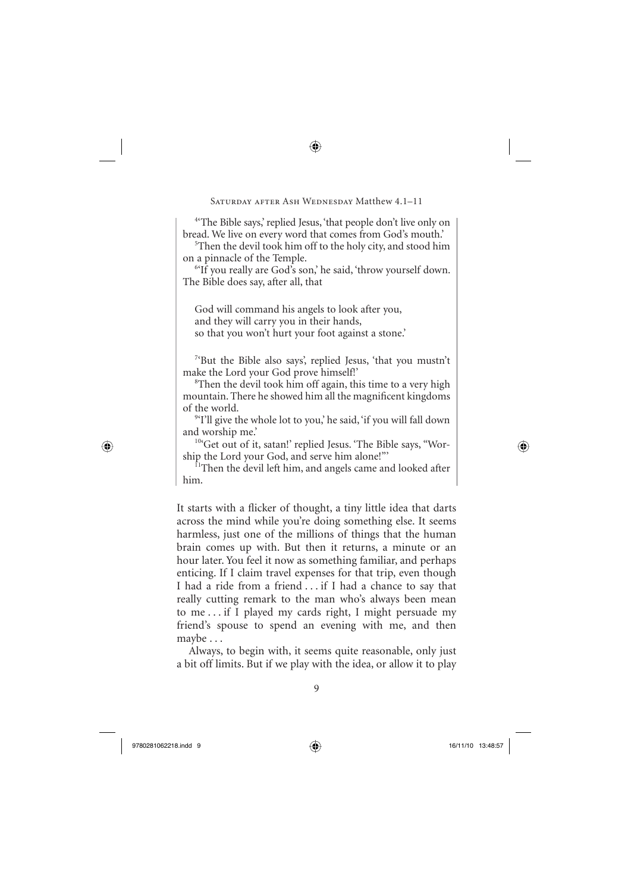[4]'The Bible says,' replied Jesus, 'that people don't live only on bread. We live on every word that comes from God's mouth.'

[5]Then the devil took him off to the holy city, and stood him on a pinnacle of the Temple.

[6]'If you really are God's son,' he said, 'throw yourself down. The Bible does say, after all, that

> God will command his angels to look after you,
> and they will carry you in their hands,
> so that you won't hurt your foot against a stone.'

[7]'But the Bible also says', replied Jesus, 'that you mustn't make the Lord your God prove himself!'

[8]Then the devil took him off again, this time to a very high mountain. There he showed him all the magnificent kingdoms of the world.

[9]'I'll give the whole lot to you,' he said, 'if you will fall down and worship me.'

[10]'Get out of it, satan!' replied Jesus. 'The Bible says, "Worship the Lord your God, and serve him alone!"'

[11]Then the devil left him, and angels came and looked after him.

It starts with a flicker of thought, a tiny little idea that darts across the mind while you're doing something else. It seems harmless, just one of the millions of things that the human brain comes up with. But then it returns, a minute or an hour later. You feel it now as something familiar, and perhaps enticing. If I claim travel expenses for that trip, even though I had a ride from a friend . . . if I had a chance to say that really cutting remark to the man who's always been mean to me . . . if I played my cards right, I might persuade my friend's spouse to spend an evening with me, and then maybe . . .

Always, to begin with, it seems quite reasonable, only just a bit off limits. But if we play with the idea, or allow it to play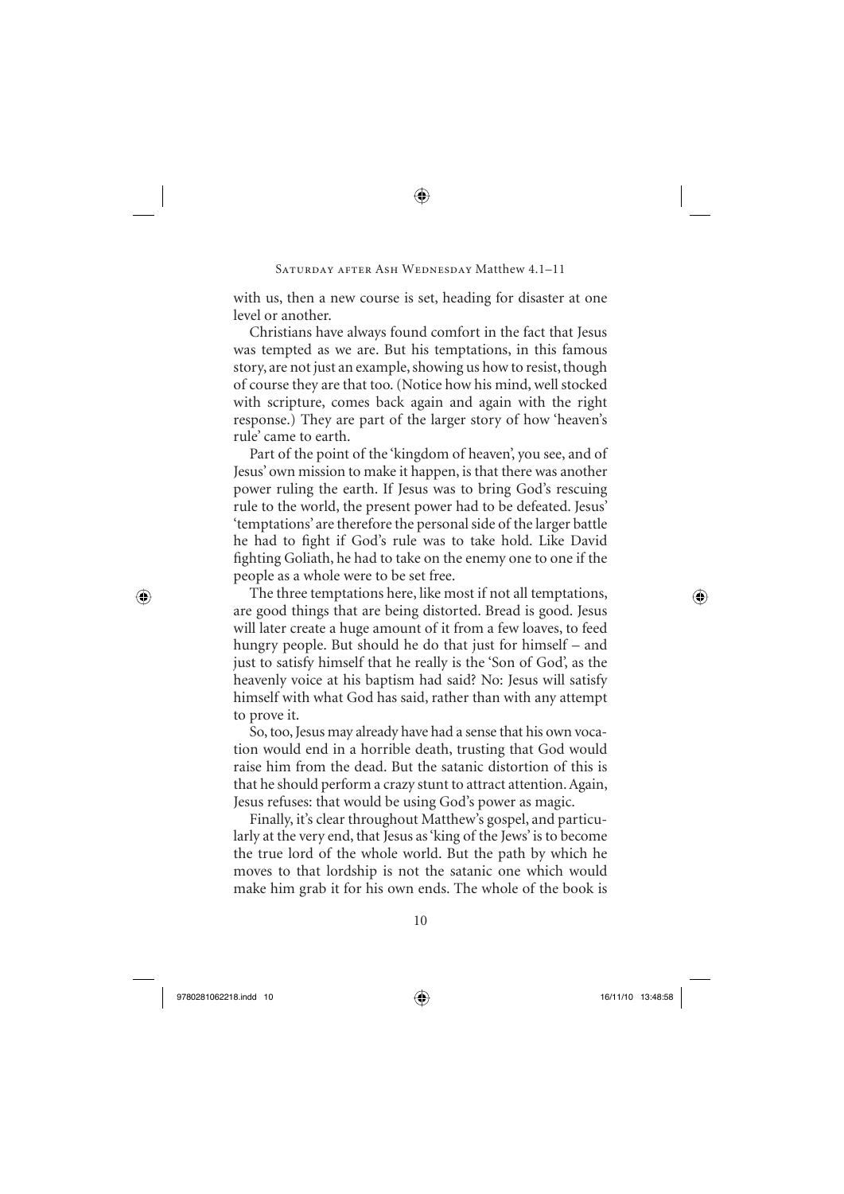with us, then a new course is set, heading for disaster at one level or another.

Christians have always found comfort in the fact that Jesus was tempted as we are. But his temptations, in this famous story, are not just an example, showing us how to resist, though of course they are that too. (Notice how his mind, well stocked with scripture, comes back again and again with the right response.) They are part of the larger story of how 'heaven's rule' came to earth.

Part of the point of the 'kingdom of heaven', you see, and of Jesus' own mission to make it happen, is that there was another power ruling the earth. If Jesus was to bring God's rescuing rule to the world, the present power had to be defeated. Jesus' 'temptations' are therefore the personal side of the larger battle he had to fight if God's rule was to take hold. Like David fighting Goliath, he had to take on the enemy one to one if the people as a whole were to be set free.

The three temptations here, like most if not all temptations, are good things that are being distorted. Bread is good. Jesus will later create a huge amount of it from a few loaves, to feed hungry people. But should he do that just for himself – and just to satisfy himself that he really is the 'Son of God', as the heavenly voice at his baptism had said? No: Jesus will satisfy himself with what God has said, rather than with any attempt to prove it.

So, too, Jesus may already have had a sense that his own vocation would end in a horrible death, trusting that God would raise him from the dead. But the satanic distortion of this is that he should perform a crazy stunt to attract attention. Again, Jesus refuses: that would be using God's power as magic.

Finally, it's clear throughout Matthew's gospel, and particularly at the very end, that Jesus as 'king of the Jews' is to become the true lord of the whole world. But the path by which he moves to that lordship is not the satanic one which would make him grab it for his own ends. The whole of the book is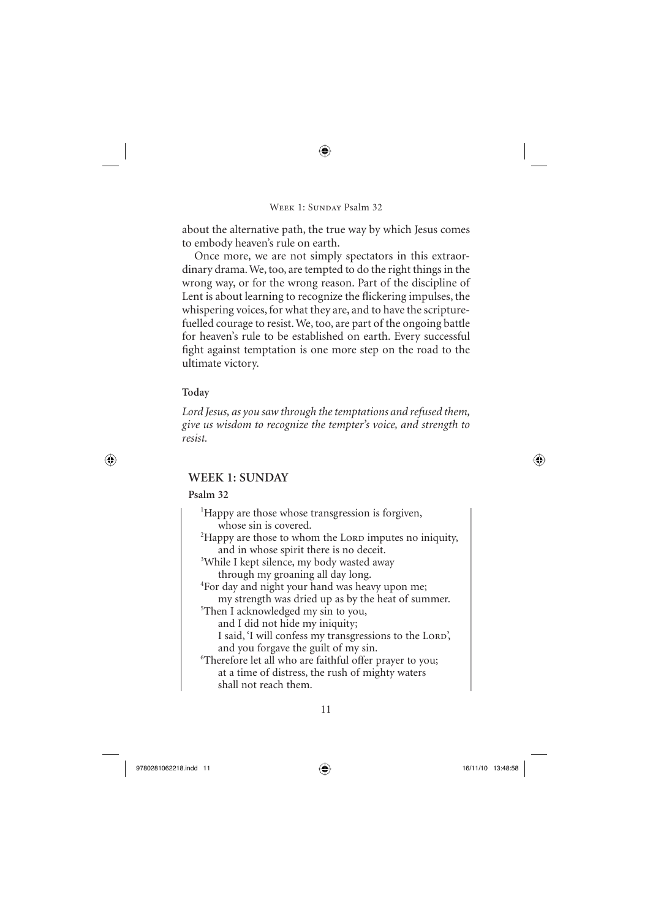about the alternative path, the true way by which Jesus comes to embody heaven's rule on earth.

Once more, we are not simply spectators in this extraordinary drama. We, too, are tempted to do the right things in the wrong way, or for the wrong reason. Part of the discipline of Lent is about learning to recognize the flickering impulses, the whispering voices, for what they are, and to have the scripture-fuelled courage to resist. We, too, are part of the ongoing battle for heaven's rule to be established on earth. Every successful fight against temptation is one more step on the road to the ultimate victory.

**Today**

*Lord Jesus, as you saw through the temptations and refused them, give us wisdom to recognize the tempter's voice, and strength to resist.*

## WEEK 1: SUNDAY

**Psalm 32**

> [1]Happy are those whose transgression is forgiven,
> whose sin is covered.
> [2]Happy are those to whom the LORD imputes no iniquity,
> and in whose spirit there is no deceit.
> [3]While I kept silence, my body wasted away
> through my groaning all day long.
> [4]For day and night your hand was heavy upon me;
> my strength was dried up as by the heat of summer.
> [5]Then I acknowledged my sin to you,
> and I did not hide my iniquity;
> I said, 'I will confess my transgressions to the LORD',
> and you forgave the guilt of my sin.
> [6]Therefore let all who are faithful offer prayer to you;
> at a time of distress, the rush of mighty waters
> shall not reach them.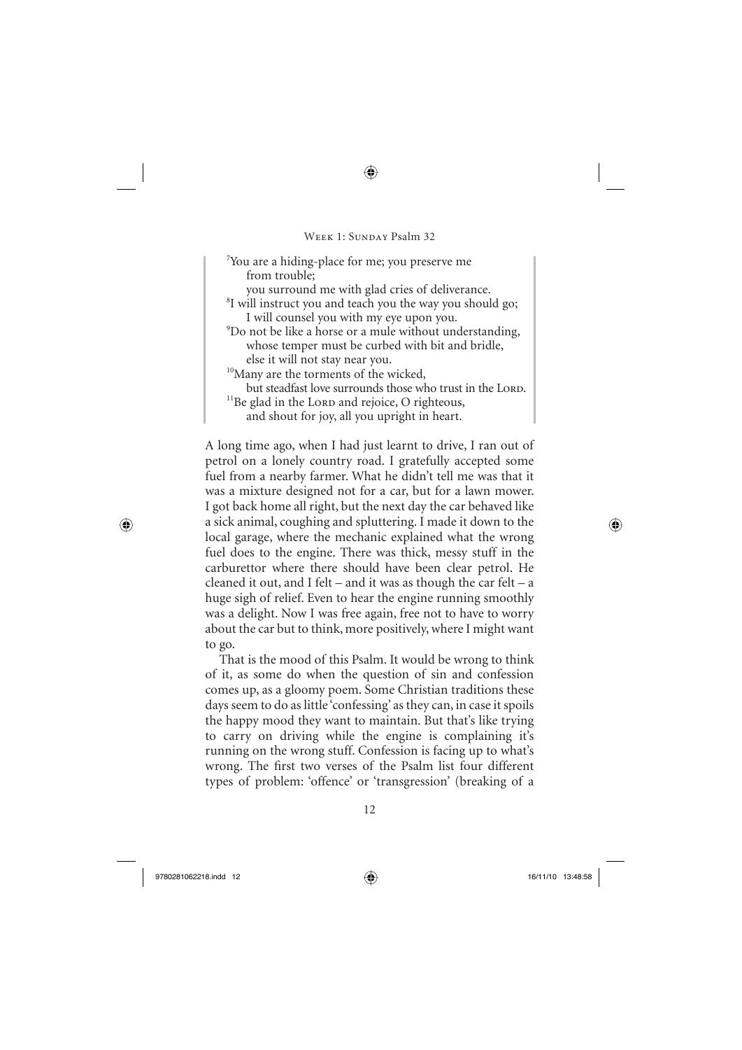[7]You are a hiding-place for me; you preserve me
from trouble;
you surround me with glad cries of deliverance.
[8]I will instruct you and teach you the way you should go;
I will counsel you with my eye upon you.
[9]Do not be like a horse or a mule without understanding,
whose temper must be curbed with bit and bridle,
else it will not stay near you.
[10]Many are the torments of the wicked,
but steadfast love surrounds those who trust in the LORD.
[11]Be glad in the LORD and rejoice, O righteous,
and shout for joy, all you upright in heart.

A long time ago, when I had just learnt to drive, I ran out of petrol on a lonely country road. I gratefully accepted some fuel from a nearby farmer. What he didn't tell me was that it was a mixture designed not for a car, but for a lawn mower. I got back home all right, but the next day the car behaved like a sick animal, coughing and spluttering. I made it down to the local garage, where the mechanic explained what the wrong fuel does to the engine. There was thick, messy stuff in the carburettor where there should have been clear petrol. He cleaned it out, and I felt – and it was as though the car felt – a huge sigh of relief. Even to hear the engine running smoothly was a delight. Now I was free again, free not to have to worry about the car but to think, more positively, where I might want to go.

That is the mood of this Psalm. It would be wrong to think of it, as some do when the question of sin and confession comes up, as a gloomy poem. Some Christian traditions these days seem to do as little 'confessing' as they can, in case it spoils the happy mood they want to maintain. But that's like trying to carry on driving while the engine is complaining it's running on the wrong stuff. Confession is facing up to what's wrong. The first two verses of the Psalm list four different types of problem: 'offence' or 'transgression' (breaking of a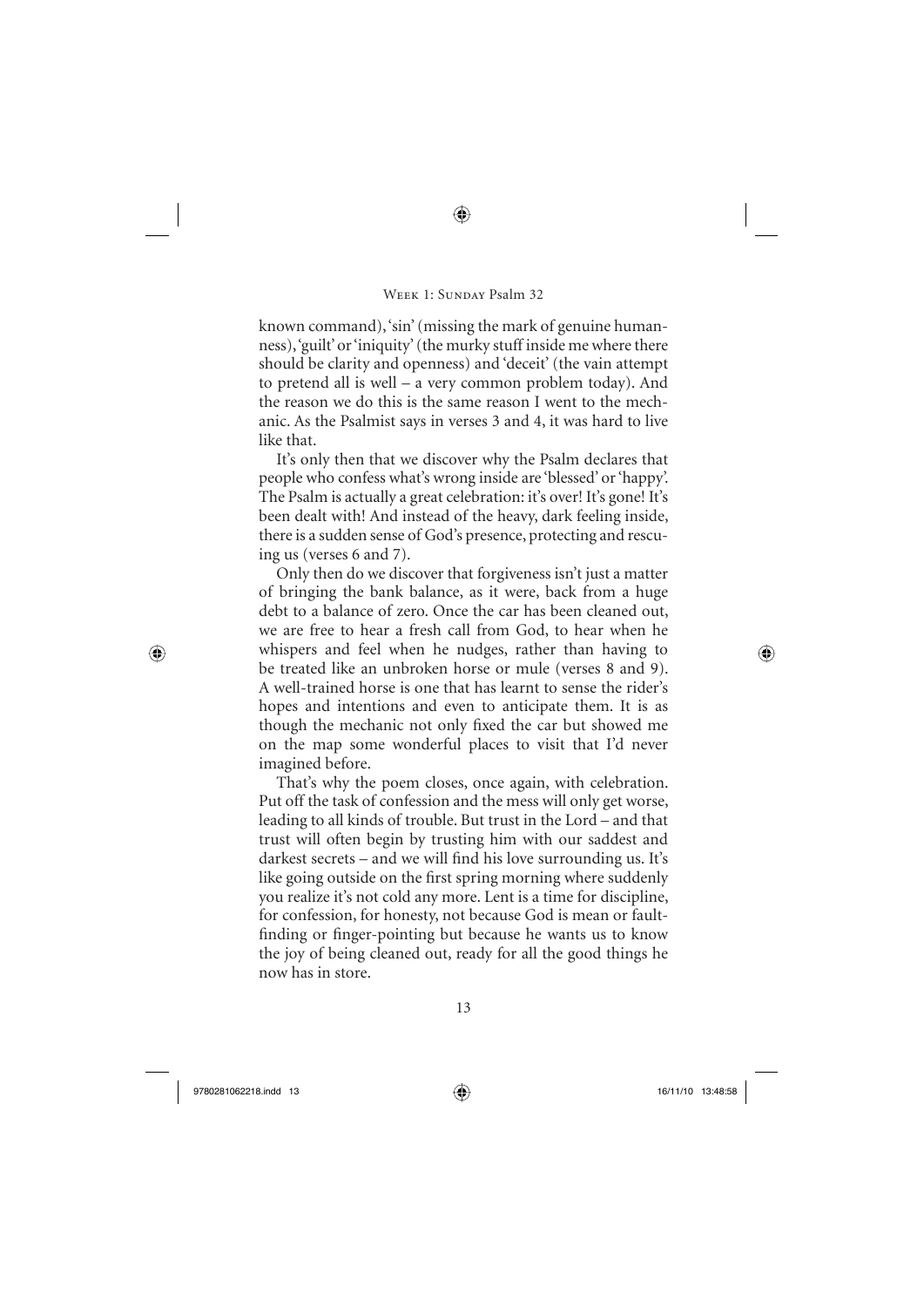known command), 'sin' (missing the mark of genuine humanness), 'guilt' or 'iniquity' (the murky stuff inside me where there should be clarity and openness) and 'deceit' (the vain attempt to pretend all is well – a very common problem today). And the reason we do this is the same reason I went to the mechanic. As the Psalmist says in verses 3 and 4, it was hard to live like that.

It's only then that we discover why the Psalm declares that people who confess what's wrong inside are 'blessed' or 'happy'. The Psalm is actually a great celebration: it's over! It's gone! It's been dealt with! And instead of the heavy, dark feeling inside, there is a sudden sense of God's presence, protecting and rescuing us (verses 6 and 7).

Only then do we discover that forgiveness isn't just a matter of bringing the bank balance, as it were, back from a huge debt to a balance of zero. Once the car has been cleaned out, we are free to hear a fresh call from God, to hear when he whispers and feel when he nudges, rather than having to be treated like an unbroken horse or mule (verses 8 and 9). A well-trained horse is one that has learnt to sense the rider's hopes and intentions and even to anticipate them. It is as though the mechanic not only fixed the car but showed me on the map some wonderful places to visit that I'd never imagined before.

That's why the poem closes, once again, with celebration. Put off the task of confession and the mess will only get worse, leading to all kinds of trouble. But trust in the Lord – and that trust will often begin by trusting him with our saddest and darkest secrets – and we will find his love surrounding us. It's like going outside on the first spring morning where suddenly you realize it's not cold any more. Lent is a time for discipline, for confession, for honesty, not because God is mean or fault-finding or finger-pointing but because he wants us to know the joy of being cleaned out, ready for all the good things he now has in store.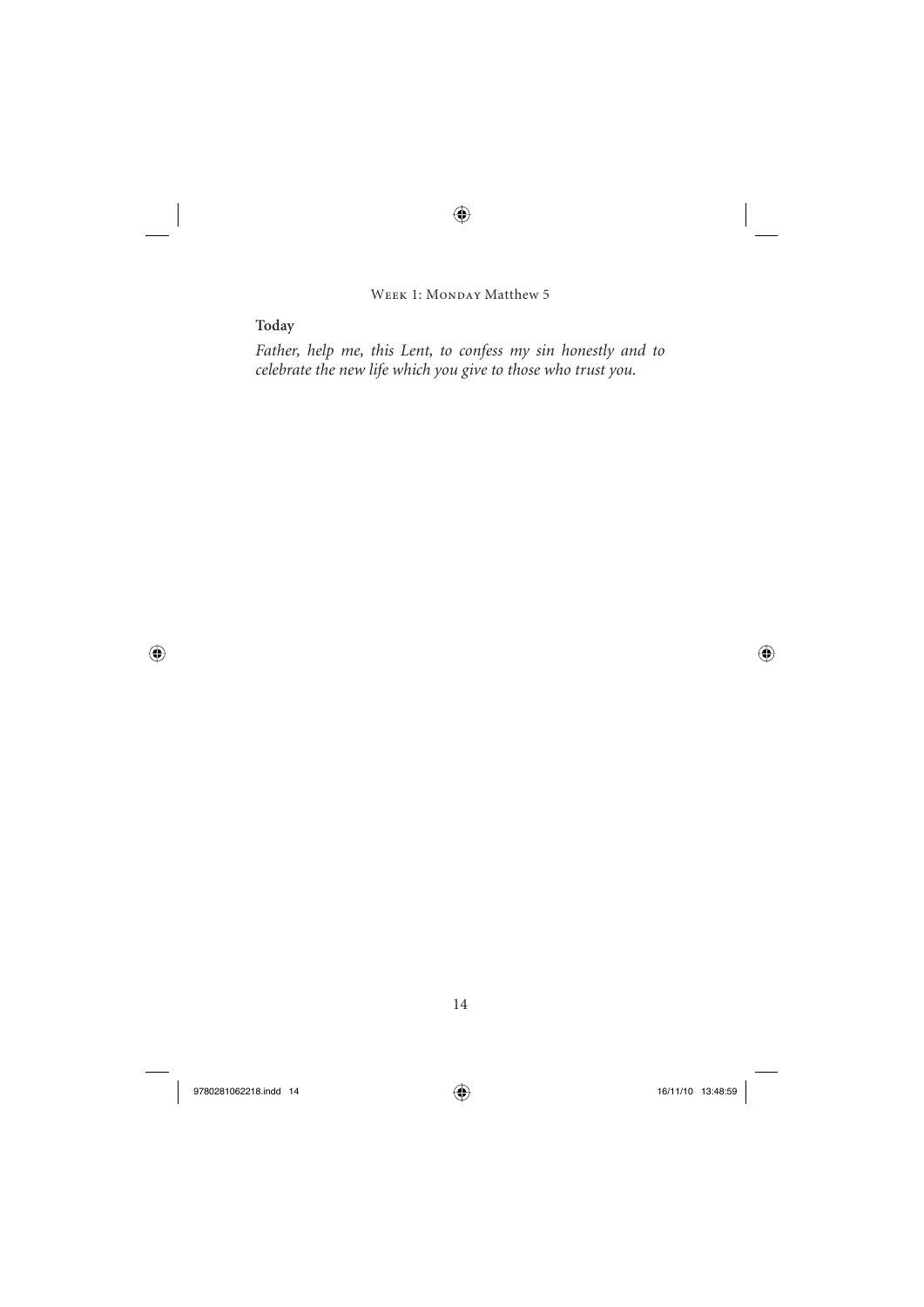**Today**

*Father, help me, this Lent, to confess my sin honestly and to celebrate the new life which you give to those who trust you.*